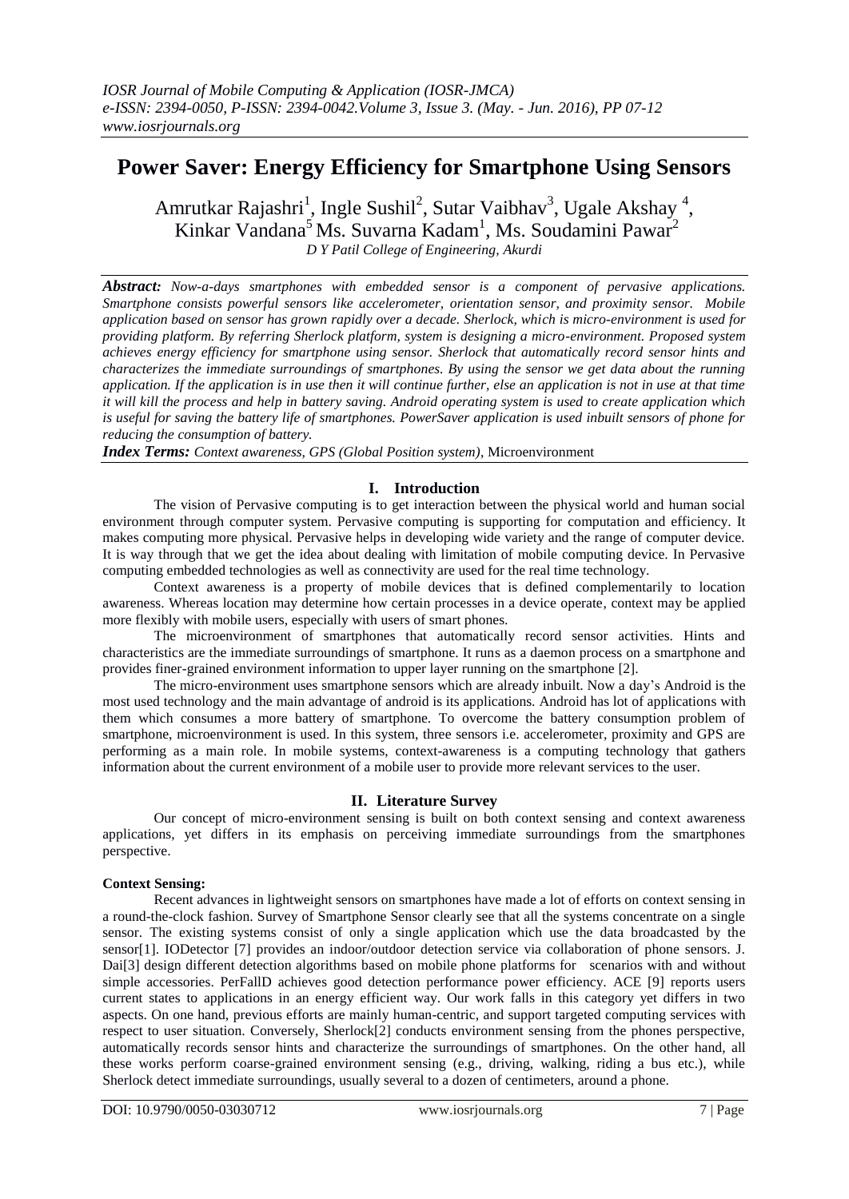# Power Saver: Energy Efficiency for Smartphone Using Sensors

Amrutkar Rajashri[1], Ingle Sushil[2], Sutar Vaibhav[3], Ugale Akshay [4], Kinkar Vandana[5] Ms. Suvarna Kadam[1], Ms. Soudamini Pawar[2]

*D Y Patil College of Engineering, Akurdi*

***Abstract:*** *Now-a-days smartphones with embedded sensor is a component of pervasive applications. Smartphone consists powerful sensors like accelerometer, orientation sensor, and proximity sensor. Mobile application based on sensor has grown rapidly over a decade. Sherlock, which is micro-environment is used for providing platform. By referring Sherlock platform, system is designing a micro-environment. Proposed system achieves energy efficiency for smartphone using sensor. Sherlock that automatically record sensor hints and characterizes the immediate surroundings of smartphones. By using the sensor we get data about the running application. If the application is in use then it will continue further, else an application is not in use at that time it will kill the process and help in battery saving. Android operating system is used to create application which is useful for saving the battery life of smartphones. PowerSaver application is used inbuilt sensors of phone for reducing the consumption of battery.*

***Index Terms:*** *Context awareness, GPS (Global Position system)*, Microenvironment

## I. Introduction

The vision of Pervasive computing is to get interaction between the physical world and human social environment through computer system. Pervasive computing is supporting for computation and efficiency. It makes computing more physical. Pervasive helps in developing wide variety and the range of computer device. It is way through that we get the idea about dealing with limitation of mobile computing device. In Pervasive computing embedded technologies as well as connectivity are used for the real time technology.

Context awareness is a property of mobile devices that is defined complementarily to location awareness. Whereas location may determine how certain processes in a device operate, context may be applied more flexibly with mobile users, especially with users of smart phones.

The microenvironment of smartphones that automatically record sensor activities. Hints and characteristics are the immediate surroundings of smartphone. It runs as a daemon process on a smartphone and provides finer-grained environment information to upper layer running on the smartphone [2].

The micro-environment uses smartphone sensors which are already inbuilt. Now a day's Android is the most used technology and the main advantage of android is its applications. Android has lot of applications with them which consumes a more battery of smartphone. To overcome the battery consumption problem of smartphone, microenvironment is used. In this system, three sensors i.e. accelerometer, proximity and GPS are performing as a main role. In mobile systems, context-awareness is a computing technology that gathers information about the current environment of a mobile user to provide more relevant services to the user.

## II. Literature Survey

Our concept of micro-environment sensing is built on both context sensing and context awareness applications, yet differs in its emphasis on perceiving immediate surroundings from the smartphones perspective.

**Context Sensing:**

Recent advances in lightweight sensors on smartphones have made a lot of efforts on context sensing in a round-the-clock fashion. Survey of Smartphone Sensor clearly see that all the systems concentrate on a single sensor. The existing systems consist of only a single application which use the data broadcasted by the sensor[1]. IODetector [7] provides an indoor/outdoor detection service via collaboration of phone sensors. J. Dai[3] design different detection algorithms based on mobile phone platforms for scenarios with and without simple accessories. PerFallD achieves good detection performance power efficiency. ACE [9] reports users current states to applications in an energy efficient way. Our work falls in this category yet differs in two aspects. On one hand, previous efforts are mainly human-centric, and support targeted computing services with respect to user situation. Conversely, Sherlock[2] conducts environment sensing from the phones perspective, automatically records sensor hints and characterize the surroundings of smartphones. On the other hand, all these works perform coarse-grained environment sensing (e.g., driving, walking, riding a bus etc.), while Sherlock detect immediate surroundings, usually several to a dozen of centimeters, around a phone.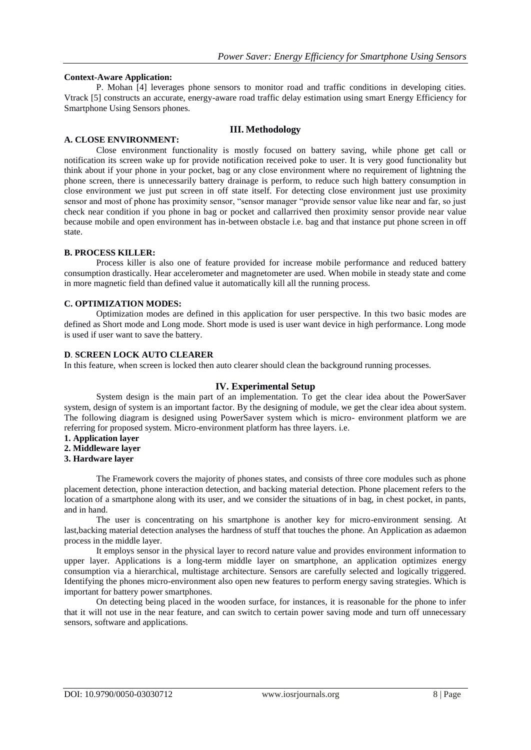**Context-Aware Application:**

P. Mohan [4] leverages phone sensors to monitor road and traffic conditions in developing cities. Vtrack [5] constructs an accurate, energy-aware road traffic delay estimation using smart Energy Efficiency for Smartphone Using Sensors phones.

## III. Methodology

**A. CLOSE ENVIRONMENT:**

Close environment functionality is mostly focused on battery saving, while phone get call or notification its screen wake up for provide notification received poke to user. It is very good functionality but think about if your phone in your pocket, bag or any close environment where no requirement of lightning the phone screen, there is unnecessarily battery drainage is perform, to reduce such high battery consumption in close environment we just put screen in off state itself. For detecting close environment just use proximity sensor and most of phone has proximity sensor, "sensor manager "provide sensor value like near and far, so just check near condition if you phone in bag or pocket and callarrived then proximity sensor provide near value because mobile and open environment has in-between obstacle i.e. bag and that instance put phone screen in off state.

**B. PROCESS KILLER:**

Process killer is also one of feature provided for increase mobile performance and reduced battery consumption drastically. Hear accelerometer and magnetometer are used. When mobile in steady state and come in more magnetic field than defined value it automatically kill all the running process.

**C. OPTIMIZATION MODES:**

Optimization modes are defined in this application for user perspective. In this two basic modes are defined as Short mode and Long mode. Short mode is used is user want device in high performance. Long mode is used if user want to save the battery.

**D**. **SCREEN LOCK AUTO CLEARER**

In this feature, when screen is locked then auto clearer should clean the background running processes.

## IV. Experimental Setup

System design is the main part of an implementation. To get the clear idea about the PowerSaver system, design of system is an important factor. By the designing of module, we get the clear idea about system. The following diagram is designed using PowerSaver system which is micro- environment platform we are referring for proposed system. Micro-environment platform has three layers. i.e.

**1. Application layer**
**2. Middleware layer**
**3. Hardware layer**

The Framework covers the majority of phones states, and consists of three core modules such as phone placement detection, phone interaction detection, and backing material detection. Phone placement refers to the location of a smartphone along with its user, and we consider the situations of in bag, in chest pocket, in pants, and in hand.

The user is concentrating on his smartphone is another key for micro-environment sensing. At last,backing material detection analyses the hardness of stuff that touches the phone. An Application as adaemon process in the middle layer.

It employs sensor in the physical layer to record nature value and provides environment information to upper layer. Applications is a long-term middle layer on smartphone, an application optimizes energy consumption via a hierarchical, multistage architecture. Sensors are carefully selected and logically triggered. Identifying the phones micro-environment also open new features to perform energy saving strategies. Which is important for battery power smartphones.

On detecting being placed in the wooden surface, for instances, it is reasonable for the phone to infer that it will not use in the near feature, and can switch to certain power saving mode and turn off unnecessary sensors, software and applications.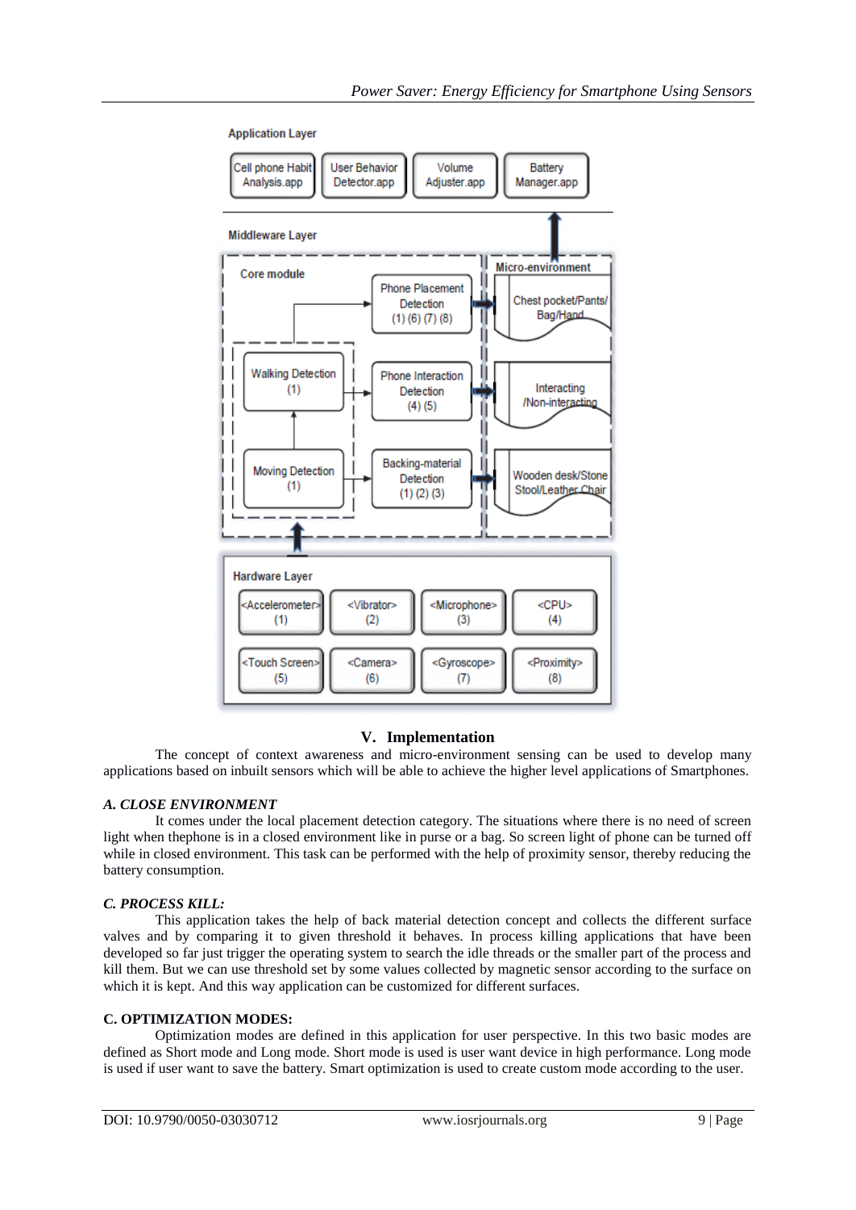Application Layer

Cell phone Habit Analysis.app | User Behavior Detector.app | Volume Adjuster.app | Battery Manager.app

Middleware Layer

Core module: Walking Detection (1); Moving Detection (1); Phone Placement Detection (1) (6) (7) (8); Phone Interaction Detection (4) (5); Backing-material Detection (1) (2) (3)

Micro-environment: Chest pocket/Pants/ Bag/Hand; Interacting /Non-interacting; Wooden desk/Stone Stool/Leather Chair

Hardware Layer

<Accelerometer> (1) | <Vibrator> (2) | <Microphone> (3) | <CPU> (4) | <Touch Screen> (5) | <Camera> (6) | <Gyroscope> (7) | <Proximity> (8)

## V. Implementation

The concept of context awareness and micro-environment sensing can be used to develop many applications based on inbuilt sensors which will be able to achieve the higher level applications of Smartphones.

### *A. CLOSE ENVIRONMENT*

It comes under the local placement detection category. The situations where there is no need of screen light when thephone is in a closed environment like in purse or a bag. So screen light of phone can be turned off while in closed environment. This task can be performed with the help of proximity sensor, thereby reducing the battery consumption.

### *C. PROCESS KILL:*

This application takes the help of back material detection concept and collects the different surface valves and by comparing it to given threshold it behaves. In process killing applications that have been developed so far just trigger the operating system to search the idle threads or the smaller part of the process and kill them. But we can use threshold set by some values collected by magnetic sensor according to the surface on which it is kept. And this way application can be customized for different surfaces.

### C. OPTIMIZATION MODES:

Optimization modes are defined in this application for user perspective. In this two basic modes are defined as Short mode and Long mode. Short mode is used is user want device in high performance. Long mode is used if user want to save the battery. Smart optimization is used to create custom mode according to the user.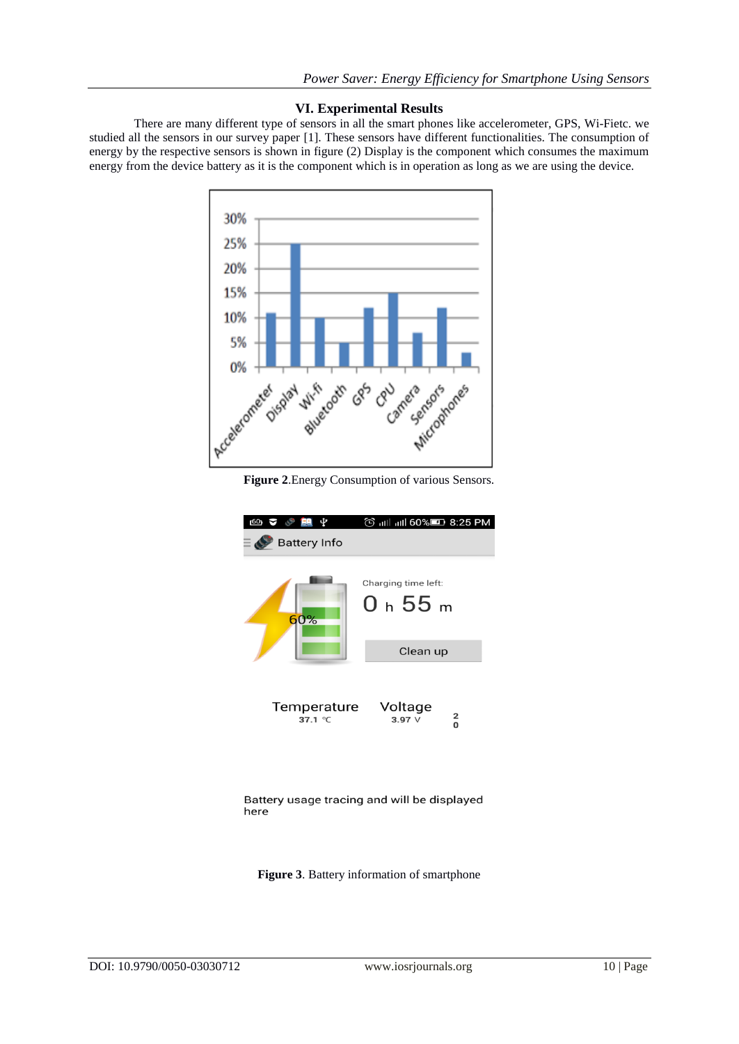## VI. Experimental Results

There are many different type of sensors in all the smart phones like accelerometer, GPS, Wi-Fietc. we studied all the sensors in our survey paper [1]. These sensors have different functionalities. The consumption of energy by the respective sensors is shown in figure (2) Display is the component which consumes the maximum energy from the device battery as it is the component which is in operation as long as we are using the device.

**Figure 2**.Energy Consumption of various Sensors.

**Figure 3**. Battery information of smartphone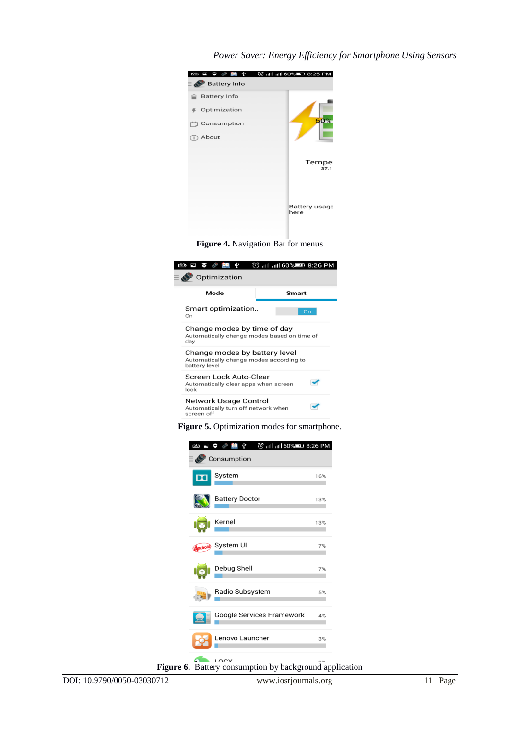**Figure 4.** Navigation Bar for menus

**Figure 5.** Optimization modes for smartphone.

**Figure 6.** Battery consumption by background application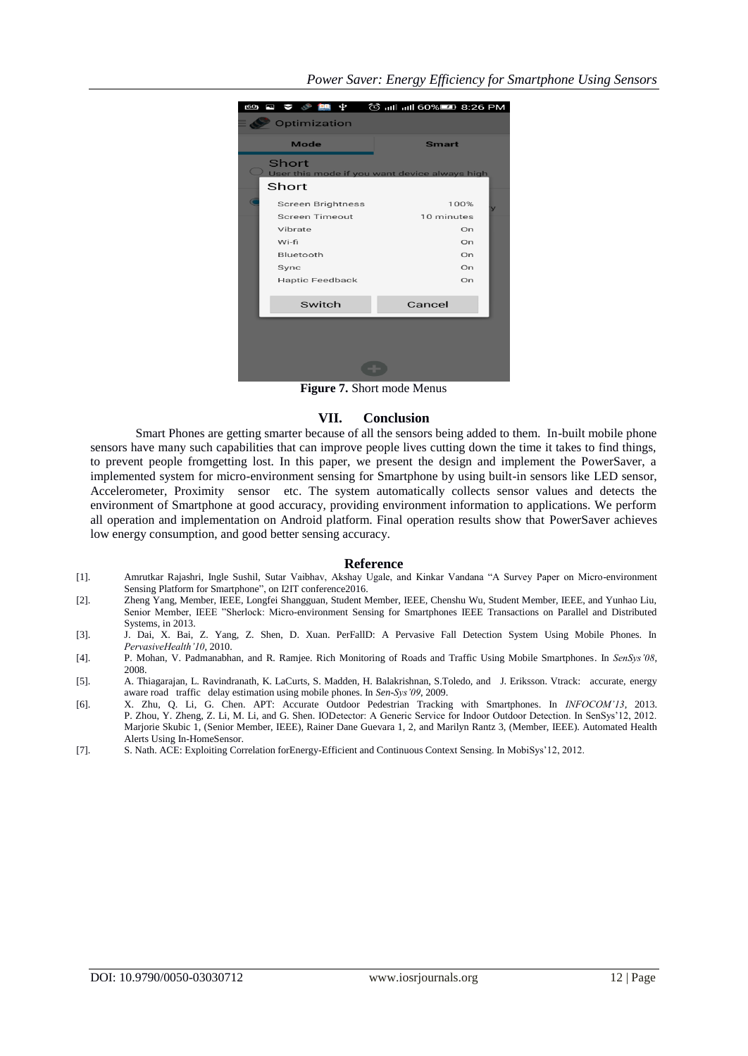**Figure 7.** Short mode Menus

## VII. Conclusion

Smart Phones are getting smarter because of all the sensors being added to them. In-built mobile phone sensors have many such capabilities that can improve people lives cutting down the time it takes to find things, to prevent people fromgetting lost. In this paper, we present the design and implement the PowerSaver, a implemented system for micro-environment sensing for Smartphone by using built-in sensors like LED sensor, Accelerometer, Proximity sensor etc. The system automatically collects sensor values and detects the environment of Smartphone at good accuracy, providing environment information to applications. We perform all operation and implementation on Android platform. Final operation results show that PowerSaver achieves low energy consumption, and good better sensing accuracy.

## Reference

[1]. Amrutkar Rajashri, Ingle Sushil, Sutar Vaibhav, Akshay Ugale, and Kinkar Vandana "A Survey Paper on Micro-environment Sensing Platform for Smartphone", on I2IT conference2016.

[2]. Zheng Yang, Member, IEEE, Longfei Shangguan, Student Member, IEEE, Chenshu Wu, Student Member, IEEE, and Yunhao Liu, Senior Member, IEEE "Sherlock: Micro-environment Sensing for Smartphones IEEE Transactions on Parallel and Distributed Systems, in 2013.

[3]. J. Dai, X. Bai, Z. Yang, Z. Shen, D. Xuan. PerFallD: A Pervasive Fall Detection System Using Mobile Phones. In *PervasiveHealth'10*, 2010.

[4]. P. Mohan, V. Padmanabhan, and R. Ramjee. Rich Monitoring of Roads and Traffic Using Mobile Smartphones. In *SenSys'08*, 2008.

[5]. A. Thiagarajan, L. Ravindranath, K. LaCurts, S. Madden, H. Balakrishnan, S.Toledo, and J. Eriksson. Vtrack: accurate, energy aware road traffic delay estimation using mobile phones. In *Sen-Sys'09*, 2009.

[6]. X. Zhu, Q. Li, G. Chen. APT: Accurate Outdoor Pedestrian Tracking with Smartphones. In *INFOCOM'13*, 2013. P. Zhou, Y. Zheng, Z. Li, M. Li, and G. Shen. IODetector: A Generic Service for Indoor Outdoor Detection. In SenSys'12, 2012. Marjorie Skubic 1, (Senior Member, IEEE), Rainer Dane Guevara 1, 2, and Marilyn Rantz 3, (Member, IEEE). Automated Health Alerts Using In-HomeSensor.

[7]. S. Nath. ACE: Exploiting Correlation forEnergy-Efficient and Continuous Context Sensing. In MobiSys'12, 2012.